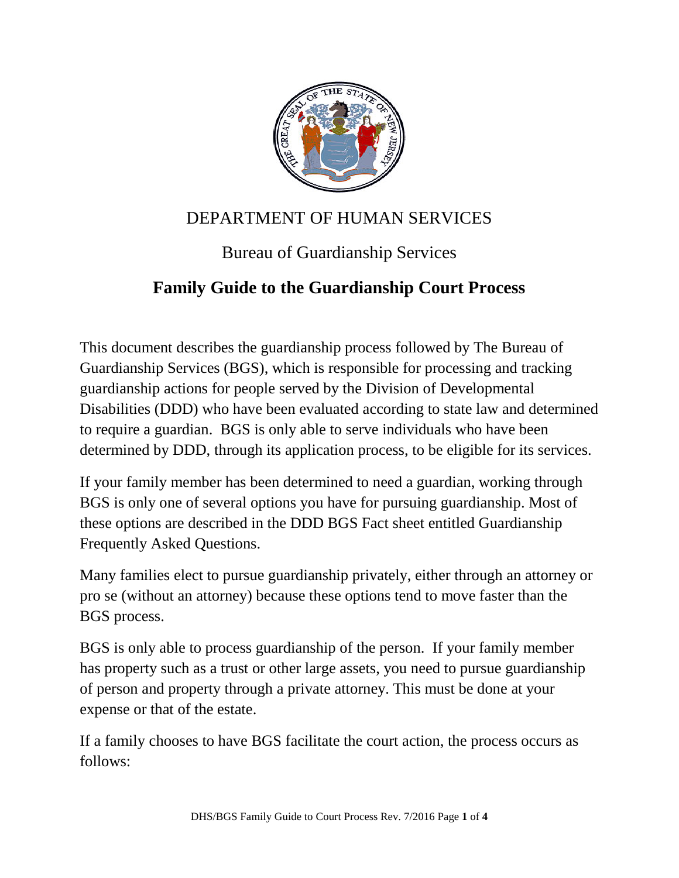DEPARTMENT OF HUMAN SERVICES

Bureau of Guardianship Services

# Family Guide to the Guardianship Court Process

This document describes the guardianship process followed by The Bureau of Guardianship Services (BGS), which is responsible for processing and tracking guardianship actions for people served by the Division of Developmental Disabilities (DDD) who have been evaluated according to state law and determined to require a guardian. BGS is only able to serve individuals who have been determined by DDD, through its application process, to be eligible for its services.

If your family member has been determined to need a guardian, working through BGS is only one of several options you have for pursuing guardianship. Most of these options are described in the DDD BGS Fact sheet entitled Guardianship Frequently Asked Questions.

Many families elect to pursue guardianship privately, either through an attorney or pro se (without an attorney) because these options tend to move faster than the BGS process.

BGS is only able to process guardianship of the person. If your family member has property such as a trust or other large assets, you need to pursue guardianship of person and property through a private attorney. This must be done at your expense or that of the estate.

If a family chooses to have BGS facilitate the court action, the process occurs as follows: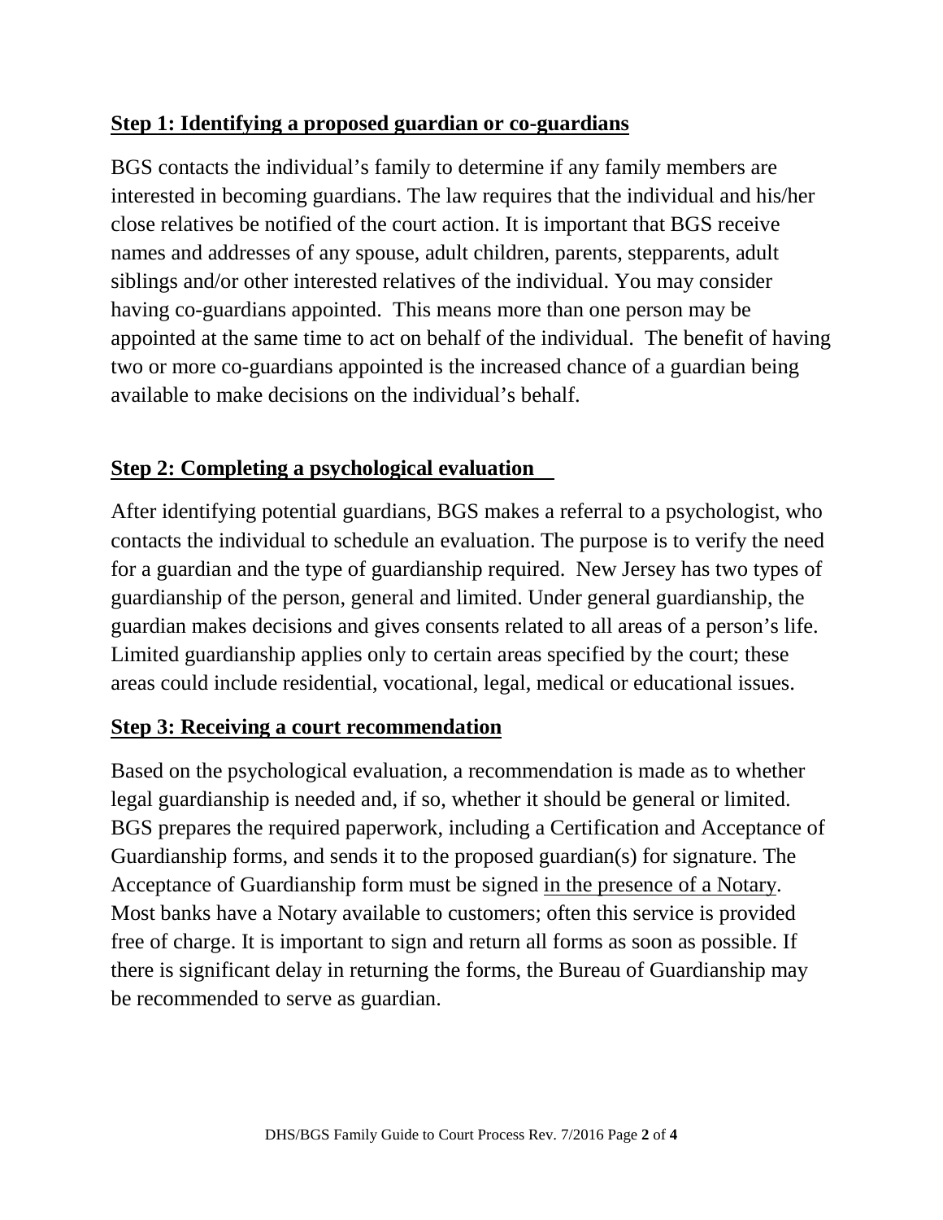## **Step 1: Identifying a proposed guardian or co-guardians**

BGS contacts the individual's family to determine if any family members are interested in becoming guardians. The law requires that the individual and his/her close relatives be notified of the court action. It is important that BGS receive names and addresses of any spouse, adult children, parents, stepparents, adult siblings and/or other interested relatives of the individual. You may consider having co-guardians appointed. This means more than one person may be appointed at the same time to act on behalf of the individual. The benefit of having two or more co-guardians appointed is the increased chance of a guardian being available to make decisions on the individual's behalf.

## **Step 2: Completing a psychological evaluation**

After identifying potential guardians, BGS makes a referral to a psychologist, who contacts the individual to schedule an evaluation. The purpose is to verify the need for a guardian and the type of guardianship required. New Jersey has two types of guardianship of the person, general and limited. Under general guardianship, the guardian makes decisions and gives consents related to all areas of a person's life. Limited guardianship applies only to certain areas specified by the court; these areas could include residential, vocational, legal, medical or educational issues.

## **Step 3: Receiving a court recommendation**

Based on the psychological evaluation, a recommendation is made as to whether legal guardianship is needed and, if so, whether it should be general or limited. BGS prepares the required paperwork, including a Certification and Acceptance of Guardianship forms, and sends it to the proposed guardian(s) for signature. The Acceptance of Guardianship form must be signed in the presence of a Notary. Most banks have a Notary available to customers; often this service is provided free of charge. It is important to sign and return all forms as soon as possible. If there is significant delay in returning the forms, the Bureau of Guardianship may be recommended to serve as guardian.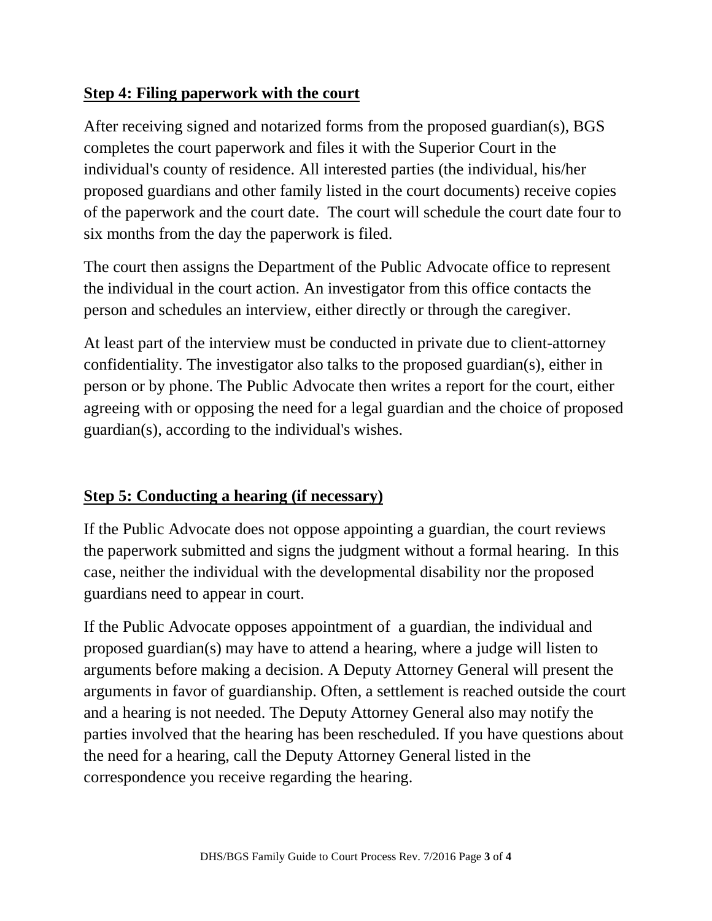## Step 4: Filing paperwork with the court

After receiving signed and notarized forms from the proposed guardian(s), BGS completes the court paperwork and files it with the Superior Court in the individual's county of residence. All interested parties (the individual, his/her proposed guardians and other family listed in the court documents) receive copies of the paperwork and the court date. The court will schedule the court date four to six months from the day the paperwork is filed.

The court then assigns the Department of the Public Advocate office to represent the individual in the court action. An investigator from this office contacts the person and schedules an interview, either directly or through the caregiver.

At least part of the interview must be conducted in private due to client-attorney confidentiality. The investigator also talks to the proposed guardian(s), either in person or by phone. The Public Advocate then writes a report for the court, either agreeing with or opposing the need for a legal guardian and the choice of proposed guardian(s), according to the individual's wishes.

## Step 5: Conducting a hearing (if necessary)

If the Public Advocate does not oppose appointing a guardian, the court reviews the paperwork submitted and signs the judgment without a formal hearing. In this case, neither the individual with the developmental disability nor the proposed guardians need to appear in court.

If the Public Advocate opposes appointment of a guardian, the individual and proposed guardian(s) may have to attend a hearing, where a judge will listen to arguments before making a decision. A Deputy Attorney General will present the arguments in favor of guardianship. Often, a settlement is reached outside the court and a hearing is not needed. The Deputy Attorney General also may notify the parties involved that the hearing has been rescheduled. If you have questions about the need for a hearing, call the Deputy Attorney General listed in the correspondence you receive regarding the hearing.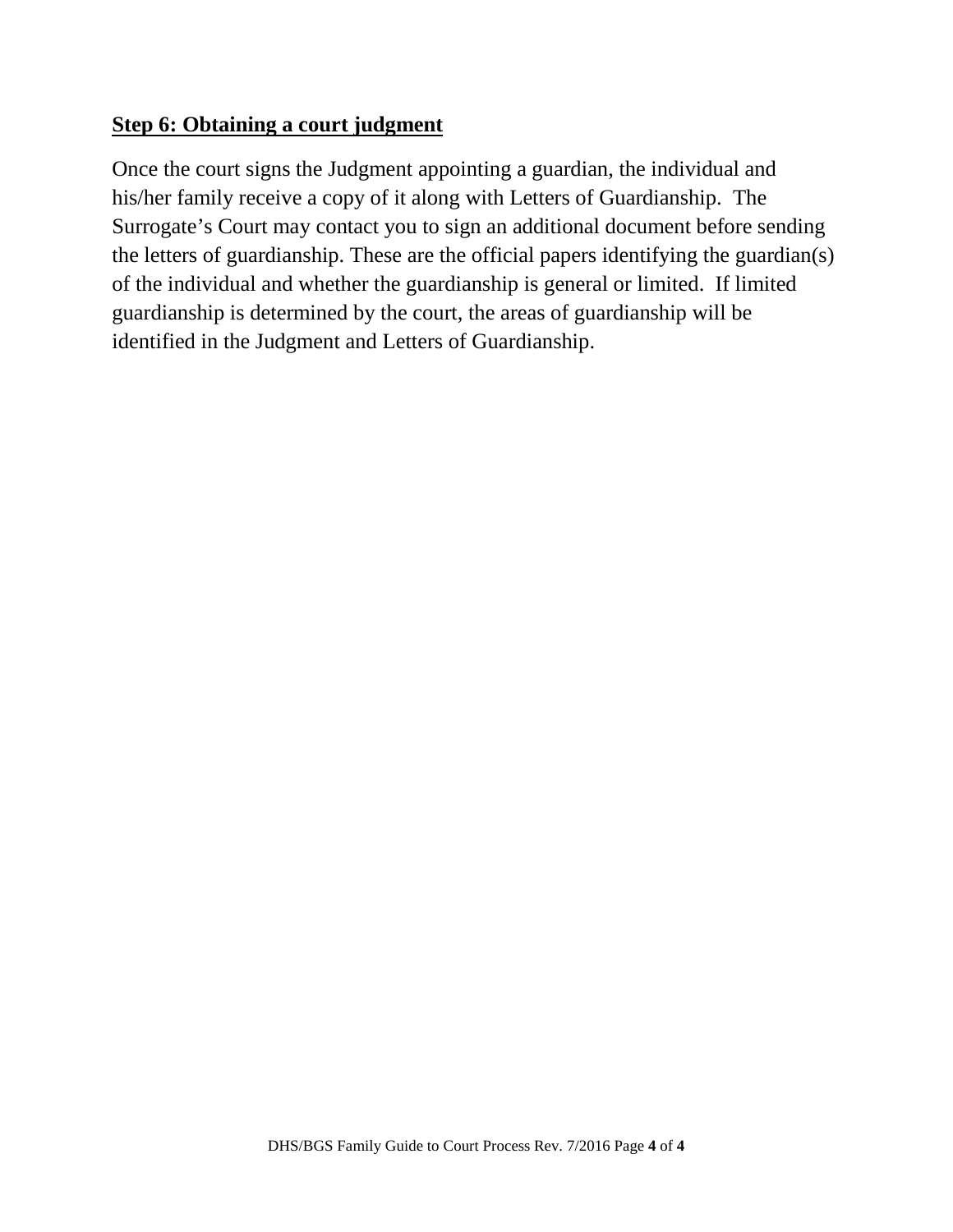**Step 6: Obtaining a court judgment**

Once the court signs the Judgment appointing a guardian, the individual and his/her family receive a copy of it along with Letters of Guardianship. The Surrogate's Court may contact you to sign an additional document before sending the letters of guardianship. These are the official papers identifying the guardian(s) of the individual and whether the guardianship is general or limited. If limited guardianship is determined by the court, the areas of guardianship will be identified in the Judgment and Letters of Guardianship.